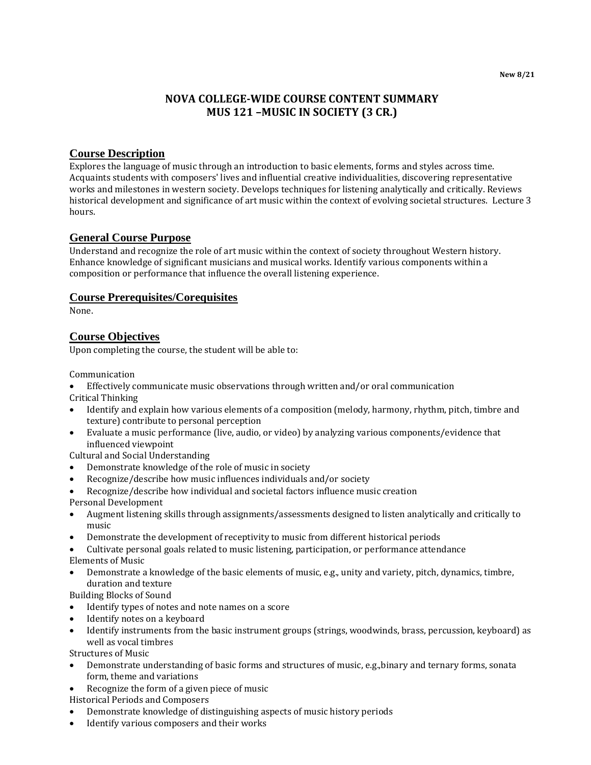**New 8/21**

# NOVA COLLEGE-WIDE COURSE CONTENT SUMMARY
# MUS 121 –MUSIC IN SOCIETY (3 CR.)

## Course Description

Explores the language of music through an introduction to basic elements, forms and styles across time. Acquaints students with composers' lives and influential creative individualities, discovering representative works and milestones in western society. Develops techniques for listening analytically and critically. Reviews historical development and significance of art music within the context of evolving societal structures. Lecture 3 hours.

## General Course Purpose

Understand and recognize the role of art music within the context of society throughout Western history. Enhance knowledge of significant musicians and musical works. Identify various components within a composition or performance that influence the overall listening experience.

## Course Prerequisites/Corequisites

None.

## Course Objectives

Upon completing the course, the student will be able to:

Communication
- Effectively communicate music observations through written and/or oral communication

Critical Thinking
- Identify and explain how various elements of a composition (melody, harmony, rhythm, pitch, timbre and texture) contribute to personal perception
- Evaluate a music performance (live, audio, or video) by analyzing various components/evidence that influenced viewpoint

Cultural and Social Understanding
- Demonstrate knowledge of the role of music in society
- Recognize/describe how music influences individuals and/or society
- Recognize/describe how individual and societal factors influence music creation

Personal Development
- Augment listening skills through assignments/assessments designed to listen analytically and critically to music
- Demonstrate the development of receptivity to music from different historical periods
- Cultivate personal goals related to music listening, participation, or performance attendance

Elements of Music
- Demonstrate a knowledge of the basic elements of music, e.g., unity and variety, pitch, dynamics, timbre, duration and texture

Building Blocks of Sound
- Identify types of notes and note names on a score
- Identify notes on a keyboard
- Identify instruments from the basic instrument groups (strings, woodwinds, brass, percussion, keyboard) as well as vocal timbres

Structures of Music
- Demonstrate understanding of basic forms and structures of music, e.g.,binary and ternary forms, sonata form, theme and variations
- Recognize the form of a given piece of music

Historical Periods and Composers
- Demonstrate knowledge of distinguishing aspects of music history periods
- Identify various composers and their works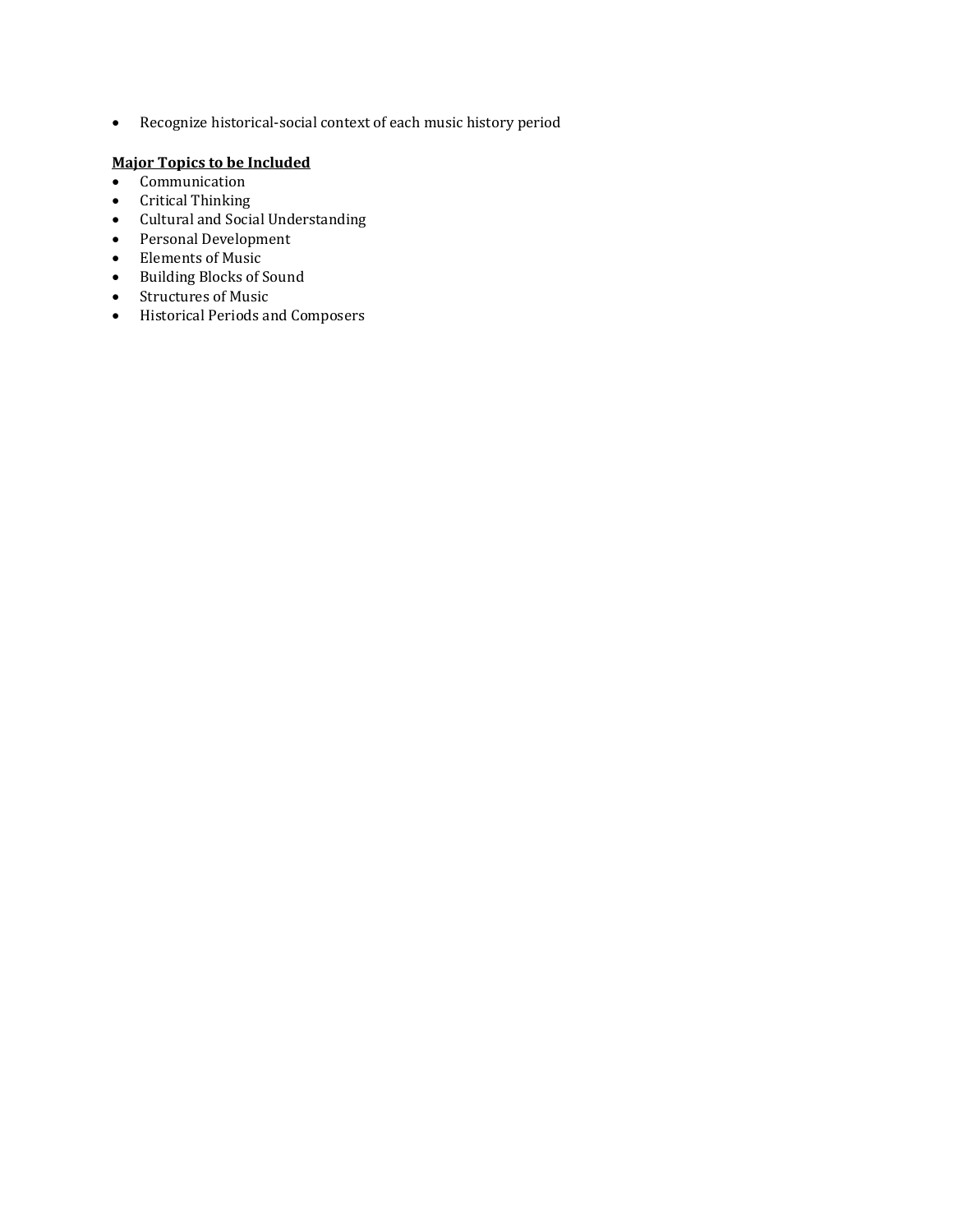- Recognize historical-social context of each music history period

**Major Topics to be Included**

- Communication
- Critical Thinking
- Cultural and Social Understanding
- Personal Development
- Elements of Music
- Building Blocks of Sound
- Structures of Music
- Historical Periods and Composers